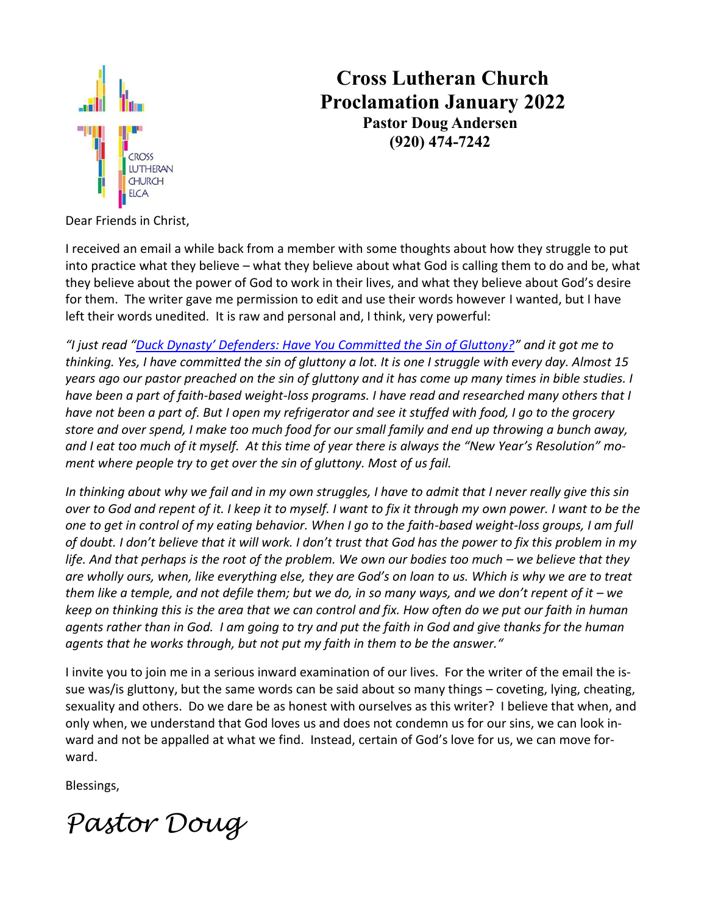# Cross Lutheran Church
## Proclamation January 2022
### Pastor Doug Andersen
### (920) 474-7242

Dear Friends in Christ,

I received an email a while back from a member with some thoughts about how they struggle to put into practice what they believe – what they believe about what God is calling them to do and be, what they believe about the power of God to work in their lives, and what they believe about God's desire for them. The writer gave me permission to edit and use their words however I wanted, but I have left their words unedited. It is raw and personal and, I think, very powerful:

*"I just read "Duck Dynasty' Defenders: Have You Committed the Sin of Gluttony?" and it got me to thinking. Yes, I have committed the sin of gluttony a lot. It is one I struggle with every day. Almost 15 years ago our pastor preached on the sin of gluttony and it has come up many times in bible studies. I have been a part of faith-based weight-loss programs. I have read and researched many others that I have not been a part of. But I open my refrigerator and see it stuffed with food, I go to the grocery store and over spend, I make too much food for our small family and end up throwing a bunch away, and I eat too much of it myself. At this time of year there is always the "New Year's Resolution" moment where people try to get over the sin of gluttony. Most of us fail.*

*In thinking about why we fail and in my own struggles, I have to admit that I never really give this sin over to God and repent of it. I keep it to myself. I want to fix it through my own power. I want to be the one to get in control of my eating behavior. When I go to the faith-based weight-loss groups, I am full of doubt. I don't believe that it will work. I don't trust that God has the power to fix this problem in my life. And that perhaps is the root of the problem. We own our bodies too much – we believe that they are wholly ours, when, like everything else, they are God's on loan to us. Which is why we are to treat them like a temple, and not defile them; but we do, in so many ways, and we don't repent of it – we keep on thinking this is the area that we can control and fix. How often do we put our faith in human agents rather than in God. I am going to try and put the faith in God and give thanks for the human agents that he works through, but not put my faith in them to be the answer."*

I invite you to join me in a serious inward examination of our lives. For the writer of the email the issue was/is gluttony, but the same words can be said about so many things – coveting, lying, cheating, sexuality and others. Do we dare be as honest with ourselves as this writer? I believe that when, and only when, we understand that God loves us and does not condemn us for our sins, we can look inward and not be appalled at what we find. Instead, certain of God's love for us, we can move forward.

Blessings,

*Pastor Doug*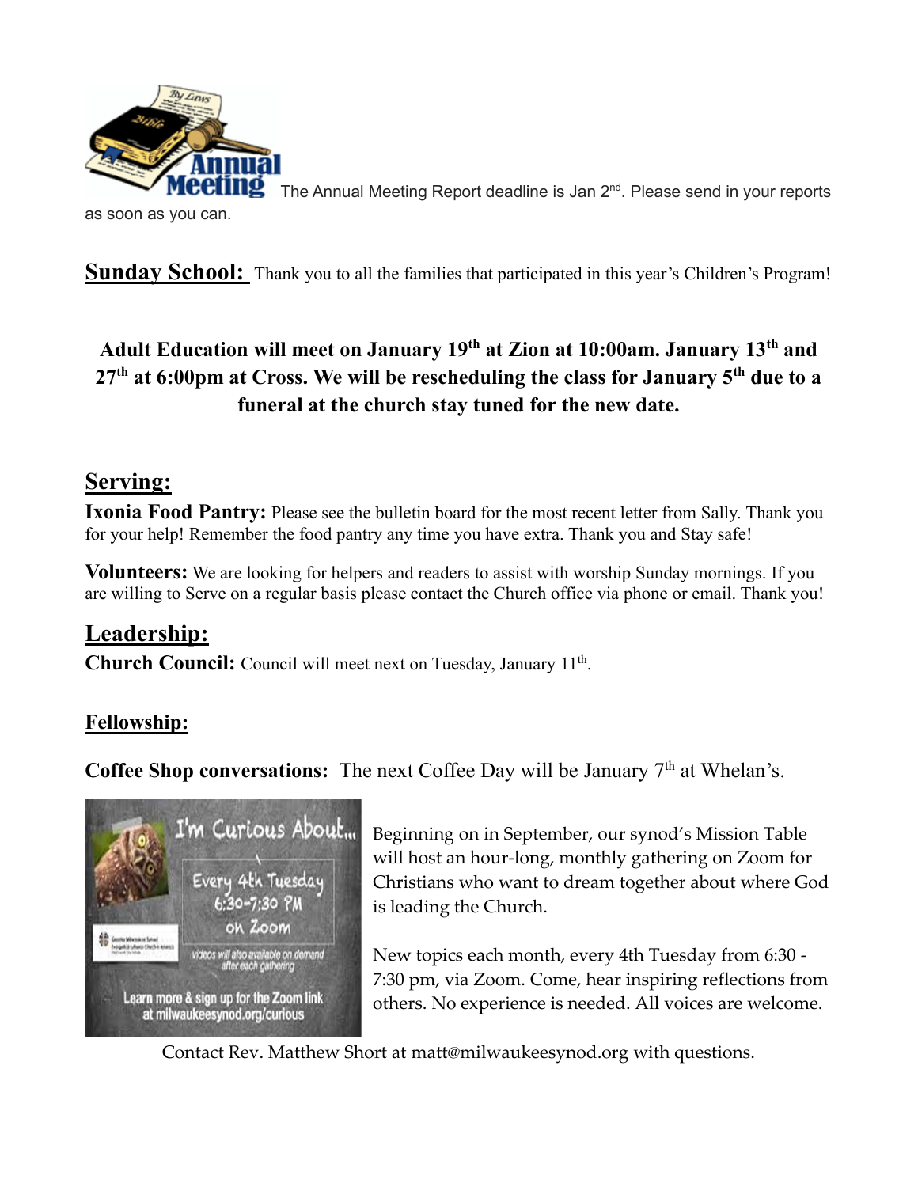The Annual Meeting Report deadline is Jan 2nd. Please send in your reports as soon as you can.

**Sunday School:** Thank you to all the families that participated in this year's Children's Program!

**Adult Education will meet on January 19th at Zion at 10:00am. January 13th and 27th at 6:00pm at Cross. We will be rescheduling the class for January 5th due to a funeral at the church stay tuned for the new date.**

## Serving:

**Ixonia Food Pantry:** Please see the bulletin board for the most recent letter from Sally. Thank you for your help! Remember the food pantry any time you have extra. Thank you and Stay safe!

**Volunteers:** We are looking for helpers and readers to assist with worship Sunday mornings. If you are willing to Serve on a regular basis please contact the Church office via phone or email. Thank you!

## Leadership:

**Church Council:** Council will meet next on Tuesday, January 11th.

## Fellowship:

**Coffee Shop conversations:** The next Coffee Day will be January 7th at Whelan's.

Beginning on in September, our synod's Mission Table will host an hour-long, monthly gathering on Zoom for Christians who want to dream together about where God is leading the Church.

New topics each month, every 4th Tuesday from 6:30 - 7:30 pm, via Zoom. Come, hear inspiring reflections from others. No experience is needed. All voices are welcome.

Contact Rev. Matthew Short at matt@milwaukeesynod.org with questions.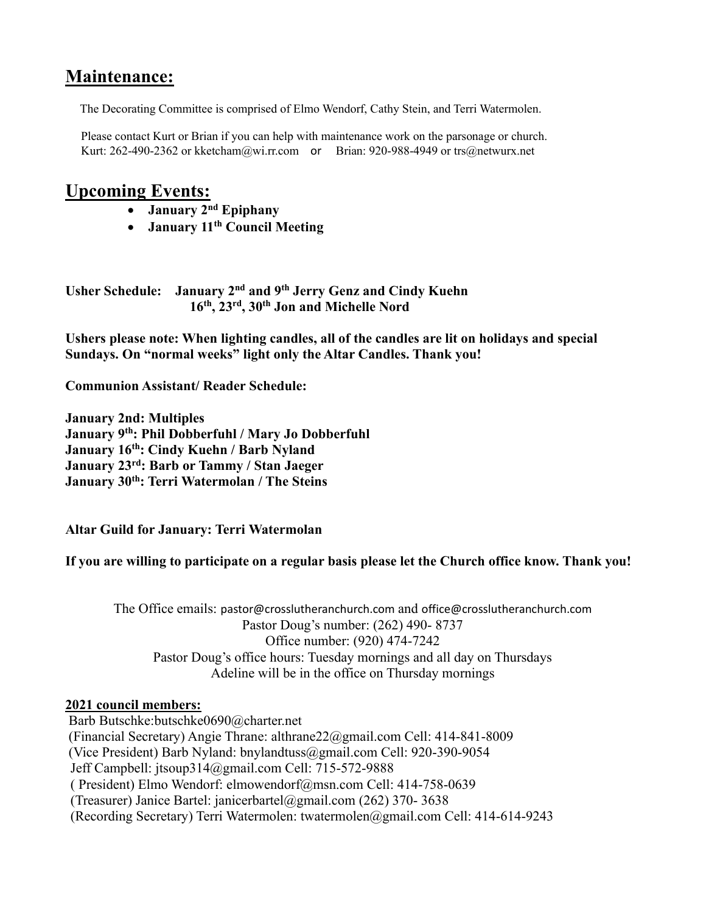## Maintenance:

The Decorating Committee is comprised of Elmo Wendorf, Cathy Stein, and Terri Watermolen.

Please contact Kurt or Brian if you can help with maintenance work on the parsonage or church.
Kurt: 262-490-2362 or kketcham@wi.rr.com or Brian: 920-988-4949 or trs@netwurx.net

## Upcoming Events:

- **January 2nd Epiphany**
- **January 11th Council Meeting**

**Usher Schedule: January 2nd and 9th Jerry Genz and Cindy Kuehn**
**16th, 23rd, 30th Jon and Michelle Nord**

**Ushers please note: When lighting candles, all of the candles are lit on holidays and special Sundays. On "normal weeks" light only the Altar Candles. Thank you!**

**Communion Assistant/ Reader Schedule:**

**January 2nd: Multiples**
**January 9th: Phil Dobberfuhl / Mary Jo Dobberfuhl**
**January 16th: Cindy Kuehn / Barb Nyland**
**January 23rd: Barb or Tammy / Stan Jaeger**
**January 30th: Terri Watermolan / The Steins**

**Altar Guild for January: Terri Watermolan**

**If you are willing to participate on a regular basis please let the Church office know. Thank you!**

The Office emails: pastor@crosslutheranchurch.com and office@crosslutheranchurch.com
Pastor Doug's number: (262) 490- 8737
Office number: (920) 474-7242
Pastor Doug's office hours: Tuesday mornings and all day on Thursdays
Adeline will be in the office on Thursday mornings

**2021 council members:**

Barb Butschke:butschke0690@charter.net
(Financial Secretary) Angie Thrane: althrane22@gmail.com Cell: 414-841-8009
(Vice President) Barb Nyland: bnylandtuss@gmail.com Cell: 920-390-9054
Jeff Campbell: jtsoup314@gmail.com Cell: 715-572-9888
( President) Elmo Wendorf: elmowendorf@msn.com Cell: 414-758-0639
(Treasurer) Janice Bartel: janicerbartel@gmail.com (262) 370- 3638
(Recording Secretary) Terri Watermolen: twatermolen@gmail.com Cell: 414-614-9243